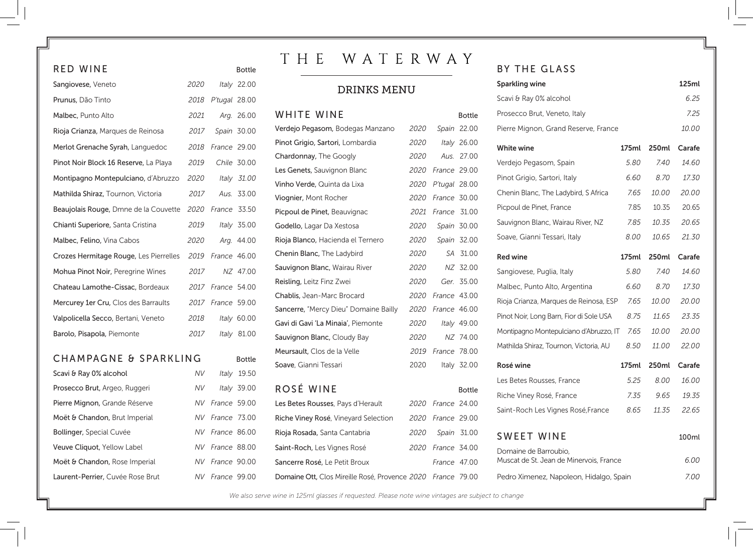# THE WATERWAY

## DRINKS MENU

## RED WINE

| Wine | Vintage | Country | Bottle |
|---|---|---|---|
| **Sangiovese**, Veneto | 2020 | Italy | 22.00 |
| **Prunus**, Dão Tinto | 2018 | P'tugal | 28.00 |
| **Malbec**, Punto Alto | 2021 | Arg. | 26.00 |
| **Rioja Crianza**, Marques de Reinosa | 2017 | Spain | 30.00 |
| **Merlot Grenache Syrah**, Languedoc | 2018 | France | 29.00 |
| **Pinot Noir Block 16 Reserve**, La Playa | 2019 | Chile | 30.00 |
| **Montipagno Montepulciano**, d'Abruzzo | 2020 | Italy | 31.00 |
| **Mathilda Shiraz**, Tournon, Victoria | 2017 | Aus. | 33.00 |
| **Beaujolais Rouge**, Dmne de la Couvette | 2020 | France | 33.50 |
| **Chianti Superiore**, Santa Cristina | 2019 | Italy | 35.00 |
| **Malbec**, **Felino**, Vina Cabos | 2020 | Arg. | 44.00 |
| **Crozes Hermitage Rouge**, Les Pierrelles | 2019 | France | 46.00 |
| **Mohua Pinot Noir**, Peregrine Wines | 2017 | NZ | 47.00 |
| **Chateau Lamothe-Cissac**, Bordeaux | 2017 | France | 54.00 |
| **Mercurey 1er Cru**, Clos des Barraults | 2017 | France | 59.00 |
| **Valpolicella Secco**, Bertani, Veneto | 2018 | Italy | 60.00 |
| **Barolo**, **Pisapola**, Piemonte | 2017 | Italy | 81.00 |

## CHAMPAGNE & SPARKLING

| Wine | Vintage | Country | Bottle |
|---|---|---|---|
| **Scavi & Ray 0% alcohol** | NV | Italy | 19.50 |
| **Prosecco Brut**, Argeo, Ruggeri | NV | Italy | 39.00 |
| **Pierre Mignon**, Grande Réserve | NV | France | 59.00 |
| **Moët & Chandon**, Brut Imperial | NV | France | 73.00 |
| **Bollinger**, Special Cuvée | NV | France | 86.00 |
| **Veuve Cliquot**, Yellow Label | NV | France | 88.00 |
| **Moët & Chandon**, Rose Imperial | NV | France | 90.00 |
| **Laurent-Perrier**, Cuvée Rose Brut | NV | France | 99.00 |

## WHITE WINE

| Wine | Vintage | Country | Bottle |
|---|---|---|---|
| **Verdejo Pegasom**, Bodegas Manzano | 2020 | Spain | 22.00 |
| **Pinot Grigio**, **Sartori**, Lombardia | 2020 | Italy | 26.00 |
| **Chardonnay**, The Googly | 2020 | Aus. | 27.00 |
| **Les Genets**, Sauvignon Blanc | 2020 | France | 29.00 |
| **Vinho Verde**, Quinta da Lixa | 2020 | P'tugal | 28.00 |
| **Viognier**, Mont Rocher | 2020 | France | 30.00 |
| **Picpoul de Pinet**, Beauvignac | 2021 | France | 31.00 |
| **Godello**, Lagar Da Xestosa | 2020 | Spain | 30.00 |
| **Rioja Blanco**, Hacienda el Ternero | 2020 | Spain | 32.00 |
| **Chenin Blanc**, The Ladybird | 2020 | SA | 31.00 |
| **Sauvignon Blanc**, Wairau River | 2020 | NZ | 32.00 |
| **Reisling**, Leitz Finz Zwei | 2020 | Ger. | 35.00 |
| **Chablis**, Jean-Marc Brocard | 2020 | France | 43.00 |
| **Sancerre**, "Mercy Dieu" Domaine Bailly | 2020 | France | 46.00 |
| **Gavi di Gavi 'La Minaia'**, Piemonte | 2020 | Italy | 49.00 |
| **Sauvignon Blanc**, Cloudy Bay | 2020 | NZ | 74.00 |
| **Meursault**, Clos de la Velle | 2019 | France | 78.00 |
| **Soave**, Gianni Tessari | 2020 | Italy | 32.00 |

## ROSÉ WINE

| Wine | Vintage | Country | Bottle |
|---|---|---|---|
| **Les Betes Rousses**, Pays d'Herault | 2020 | France | 24.00 |
| **Riche Viney Rosé**, Vineyard Selection | 2020 | France | 29.00 |
| **Rioja Rosada**, Santa Cantabria | 2020 | Spain | 31.00 |
| **Saint-Roch**, Les Vignes Rosé | 2020 | France | 34.00 |
| **Sancerre Rosé**, Le Petit Broux | | France | 47.00 |
| **Domaine Ott**, Clos Mireille Rosé, Provence | 2020 | France | 79.00 |

## BY THE GLASS

| **Sparkling wine** | 125ml |
|---|---|
| Scavi & Ray 0% alcohol | 6.25 |
| Prosecco Brut, Veneto, Italy | 7.25 |
| Pierre Mignon, Grand Reserve, France | 10.00 |

| **White wine** | **175ml** | **250ml** | **Carafe** |
|---|---|---|---|
| Verdejo Pegasom, Spain | 5.80 | 7.40 | 14.60 |
| Pinot Grigio, Sartori, Italy | 6.60 | 8.70 | 17.30 |
| Chenin Blanc, The Ladybird, S Africa | 7.65 | 10.00 | 20.00 |
| Picpoul de Pinet, France | 7.85 | 10.35 | 20.65 |
| Sauvignon Blanc, Wairau River, NZ | 7.85 | 10.35 | 20.65 |
| Soave, Gianni Tessari, Italy | 8.00 | 10.65 | 21.30 |

| **Red wine** | **175ml** | **250ml** | **Carafe** |
|---|---|---|---|
| Sangiovese, Puglia, Italy | 5.80 | 7.40 | 14.60 |
| Malbec, Punto Alto, Argentina | 6.60 | 8.70 | 17.30 |
| Rioja Crianza, Marques de Reinosa, ESP | 7.65 | 10.00 | 20.00 |
| Pinot Noir, Long Barn, Fior di Sole USA | 8.75 | 11.65 | 23.35 |
| Montipagno Montepulciano d'Abruzzo, IT | 7.65 | 10.00 | 20.00 |
| Mathilda Shiraz, Tournon, Victoria, AU | 8.50 | 11.00 | 22.00 |

| **Rosé wine** | **175ml** | **250ml** | **Carafe** |
|---|---|---|---|
| Les Betes Rousses, France | 5.25 | 8.00 | 16.00 |
| Riche Viney Rosé, France | 7.35 | 9.65 | 19.35 |
| Saint-Roch Les Vignes Rosé,France | 8.65 | 11.35 | 22.65 |

## SWEET WINE

| Wine | 100ml |
|---|---|
| Domaine de Barroubio, Muscat de St. Jean de Minervois, France | 6.00 |
| Pedro Ximenez, Napoleon, Hidalgo, Spain | 7.00 |

*We also serve wine in 125ml glasses if requested. Please note wine vintages are subject to change*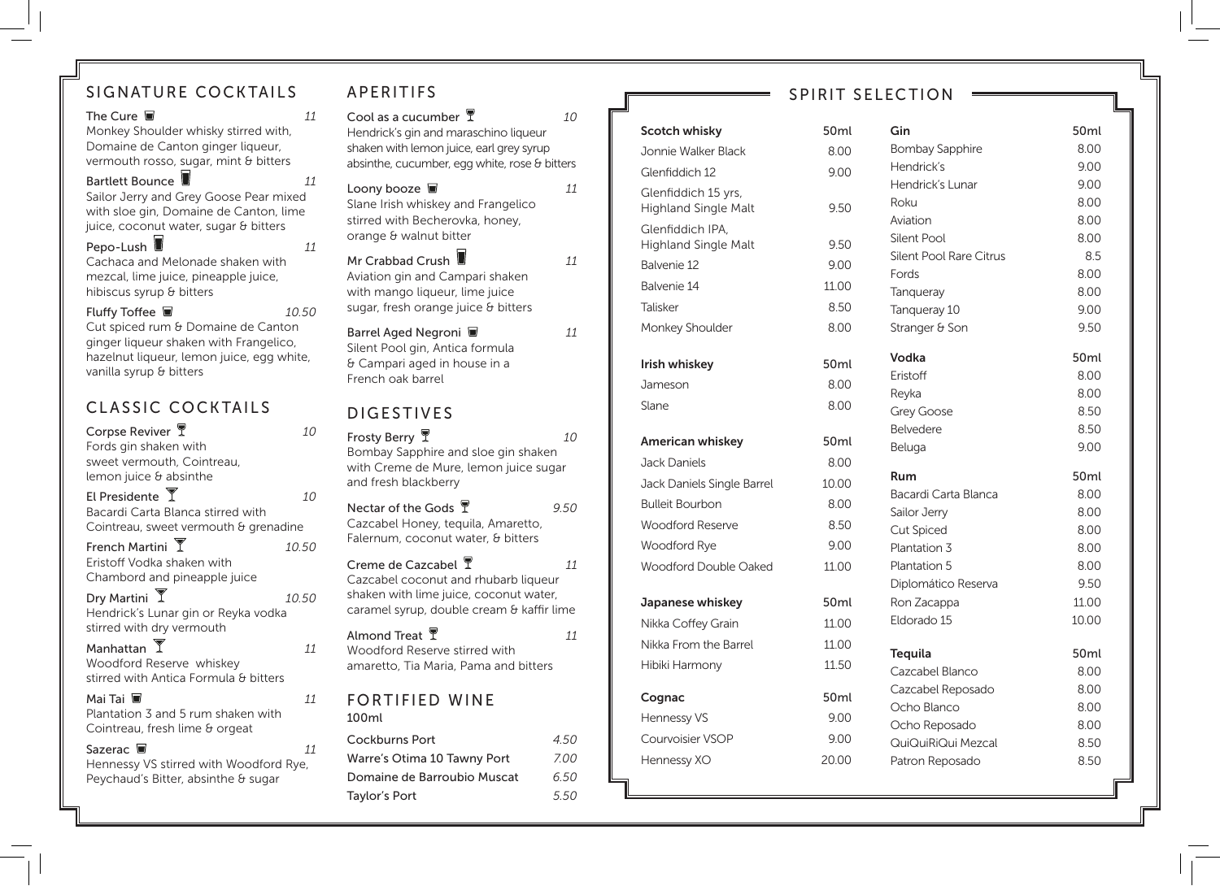## SIGNATURE COCKTAILS

**The Cure** *11*
Monkey Shoulder whisky stirred with, Domaine de Canton ginger liqueur, vermouth rosso, sugar, mint & bitters

**Bartlett Bounce** *11*
Sailor Jerry and Grey Goose Pear mixed with sloe gin, Domaine de Canton, lime juice, coconut water, sugar & bitters

**Pepo-Lush** *11*
Cachaca and Melonade shaken with mezcal, lime juice, pineapple juice, hibiscus syrup & bitters

**Fluffy Toffee** *10.50*
Cut spiced rum & Domaine de Canton ginger liqueur shaken with Frangelico, hazelnut liqueur, lemon juice, egg white, vanilla syrup & bitters

## CLASSIC COCKTAILS

**Corpse Reviver** *10*
Fords gin shaken with sweet vermouth, Cointreau, lemon juice & absinthe

**El Presidente** *10*
Bacardi Carta Blanca stirred with Cointreau, sweet vermouth & grenadine

**French Martini** *10.50*
Eristoff Vodka shaken with Chambord and pineapple juice

**Dry Martini** *10.50*
Hendrick's Lunar gin or Reyka vodka stirred with dry vermouth

**Manhattan** *11*
Woodford Reserve whiskey stirred with Antica Formula & bitters

**Mai Tai** *11*
Plantation 3 and 5 rum shaken with Cointreau, fresh lime & orgeat

**Sazerac** *11*
Hennessy VS stirred with Woodford Rye, Peychaud's Bitter, absinthe & sugar

## APERITIFS

**Cool as a cucumber** *10*
Hendrick's gin and maraschino liqueur shaken with lemon juice, earl grey syrup absinthe, cucumber, egg white, rose & bitters

**Loony booze** *11*
Slane Irish whiskey and Frangelico stirred with Becherovka, honey, orange & walnut bitter

**Mr Crabbad Crush** *11*
Aviation gin and Campari shaken with mango liqueur, lime juice sugar, fresh orange juice & bitters

**Barrel Aged Negroni** *11*
Silent Pool gin, Antica formula & Campari aged in house in a French oak barrel

## DIGESTIVES

**Frosty Berry** *10*
Bombay Sapphire and sloe gin shaken with Creme de Mure, lemon juice sugar and fresh blackberry

**Nectar of the Gods** *9.50*
Cazcabel Honey, tequila, Amaretto, Falernum, coconut water, & bitters

**Creme de Cazcabel** *11*
Cazcabel coconut and rhubarb liqueur shaken with lime juice, coconut water, caramel syrup, double cream & kaffir lime

**Almond Treat** *11*
Woodford Reserve stirred with amaretto, Tia Maria, Pama and bitters

## FORTIFIED WINE

| 100ml | |
|---|---|
| Cockburns Port | *4.50* |
| Warre's Otima 10 Tawny Port | *7.00* |
| Domaine de Barroubio Muscat | *6.50* |
| Taylor's Port | *5.50* |

## SPIRIT SELECTION

| Scotch whisky | 50ml |
|---|---|
| Jonnie Walker Black | 8.00 |
| Glenfiddich 12 | 9.00 |
| Glenfiddich 15 yrs, Highland Single Malt | 9.50 |
| Glenfiddich IPA, Highland Single Malt | 9.50 |
| Balvenie 12 | 9.00 |
| Balvenie 14 | 11.00 |
| Talisker | 8.50 |
| Monkey Shoulder | 8.00 |

| Irish whiskey | 50ml |
|---|---|
| Jameson | 8.00 |
| Slane | 8.00 |

| American whiskey | 50ml |
|---|---|
| Jack Daniels | 8.00 |
| Jack Daniels Single Barrel | 10.00 |
| Bulleit Bourbon | 8.00 |
| Woodford Reserve | 8.50 |
| Woodford Rye | 9.00 |
| Woodford Double Oaked | 11.00 |

| Japanese whiskey | 50ml |
|---|---|
| Nikka Coffey Grain | 11.00 |
| Nikka From the Barrel | 11.00 |
| Hibiki Harmony | 11.50 |

| Cognac | 50ml |
|---|---|
| Hennessy VS | 9.00 |
| Courvoisier VSOP | 9.00 |
| Hennessy XO | 20.00 |

| Gin | 50ml |
|---|---|
| Bombay Sapphire | 8.00 |
| Hendrick's | 9.00 |
| Hendrick's Lunar | 9.00 |
| Roku | 8.00 |
| Aviation | 8.00 |
| Silent Pool | 8.00 |
| Silent Pool Rare Citrus | 8.5 |
| Fords | 8.00 |
| Tanqueray | 8.00 |
| Tanqueray 10 | 9.00 |
| Stranger & Son | 9.50 |

| Vodka | 50ml |
|---|---|
| Eristoff | 8.00 |
| Reyka | 8.00 |
| Grey Goose | 8.50 |
| Belvedere | 8.50 |
| Beluga | 9.00 |

| Rum | 50ml |
|---|---|
| Bacardi Carta Blanca | 8.00 |
| Sailor Jerry | 8.00 |
| Cut Spiced | 8.00 |
| Plantation 3 | 8.00 |
| Plantation 5 | 8.00 |
| Diplomático Reserva | 9.50 |
| Ron Zacappa | 11.00 |
| Eldorado 15 | 10.00 |

| Tequila | 50ml |
|---|---|
| Cazcabel Blanco | 8.00 |
| Cazcabel Reposado | 8.00 |
| Ocho Blanco | 8.00 |
| Ocho Reposado | 8.00 |
| QuiQuiRiQui Mezcal | 8.50 |
| Patron Reposado | 8.50 |